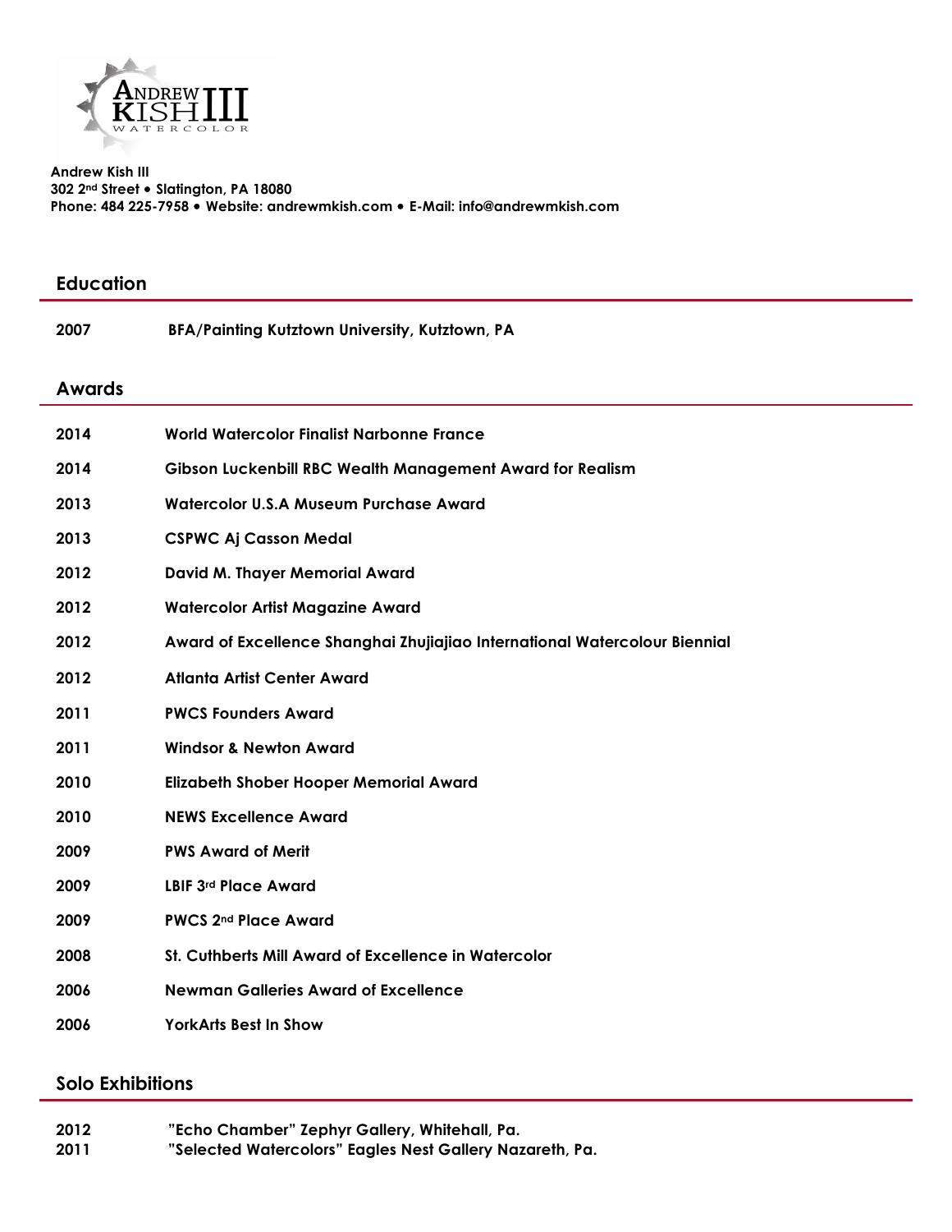**Andrew Kish III**
**302 2nd Street • Slatington, PA 18080**
**Phone: 484 225-7958 • Website: andrewmkish.com • E-Mail: info@andrewmkish.com**

## Education

**2007** **BFA/Painting Kutztown University, Kutztown, PA**

## Awards

**2014** **World Watercolor Finalist Narbonne France**

**2014** **Gibson Luckenbill RBC Wealth Management Award for Realism**

**2013** **Watercolor U.S.A Museum Purchase Award**

**2013** **CSPWC Aj Casson Medal**

**2012** **David M. Thayer Memorial Award**

**2012** **Watercolor Artist Magazine Award**

**2012** **Award of Excellence Shanghai Zhujiajiao International Watercolour Biennial**

**2012** **Atlanta Artist Center Award**

**2011** **PWCS Founders Award**

**2011** **Windsor & Newton Award**

**2010** **Elizabeth Shober Hooper Memorial Award**

**2010** **NEWS Excellence Award**

**2009** **PWS Award of Merit**

**2009** **LBIF 3rd Place Award**

**2009** **PWCS 2nd Place Award**

**2008** **St. Cuthberts Mill Award of Excellence in Watercolor**

**2006** **Newman Galleries Award of Excellence**

**2006** **YorkArts Best In Show**

## Solo Exhibitions

**2012** **"Echo Chamber" Zephyr Gallery, Whitehall, Pa.**
**2011** **"Selected Watercolors" Eagles Nest Gallery Nazareth, Pa.**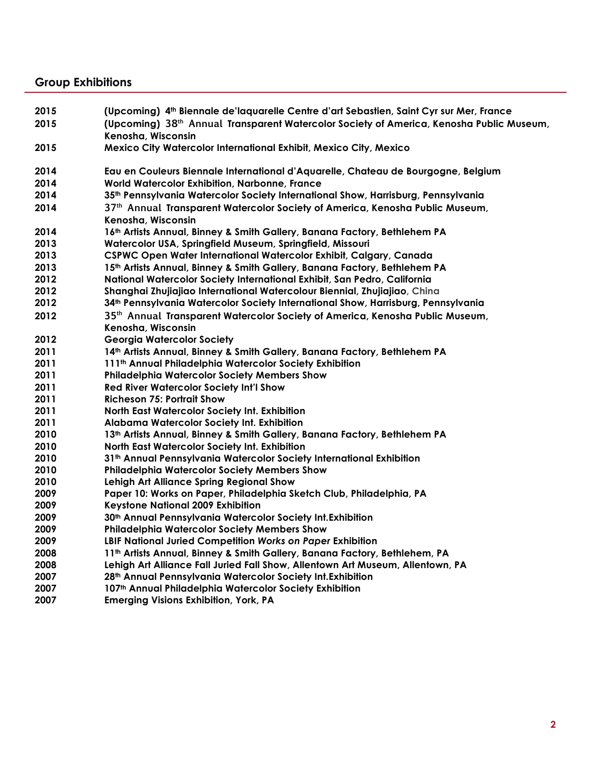## Group Exhibitions

| | |
|---|---|
| 2015 | **(Upcoming) 4th Biennale de'laquarelle Centre d'art Sebastien, Saint Cyr sur Mer, France** |
| 2015 | **(Upcoming) 38th Annual Transparent Watercolor Society of America, Kenosha Public Museum, Kenosha, Wisconsin** |
| 2015 | **Mexico City Watercolor International Exhibit, Mexico City, Mexico** |
| 2014 | **Eau en Couleurs Biennale International d'Aquarelle, Chateau de Bourgogne, Belgium** |
| 2014 | **World Watercolor Exhibition, Narbonne, France** |
| 2014 | **35th Pennsylvania Watercolor Society International Show, Harrisburg, Pennsylvania** |
| 2014 | **37th Annual Transparent Watercolor Society of America, Kenosha Public Museum, Kenosha, Wisconsin** |
| 2014 | **16th Artists Annual, Binney & Smith Gallery, Banana Factory, Bethlehem PA** |
| 2013 | **Watercolor USA, Springfield Museum, Springfield, Missouri** |
| 2013 | **CSPWC Open Water International Watercolor Exhibit, Calgary, Canada** |
| 2013 | **15th Artists Annual, Binney & Smith Gallery, Banana Factory, Bethlehem PA** |
| 2012 | **National Watercolor Society International Exhibit, San Pedro, California** |
| 2012 | **Shanghai Zhujiajiao International Watercolour Biennial, Zhujiajiao, China** |
| 2012 | **34th Pennsylvania Watercolor Society International Show, Harrisburg, Pennsylvania** |
| 2012 | **35th Annual Transparent Watercolor Society of America, Kenosha Public Museum, Kenosha, Wisconsin** |
| 2012 | **Georgia Watercolor Society** |
| 2011 | **14th Artists Annual, Binney & Smith Gallery, Banana Factory, Bethlehem PA** |
| 2011 | **111th Annual Philadelphia Watercolor Society Exhibition** |
| 2011 | **Philadelphia Watercolor Society Members Show** |
| 2011 | **Red River Watercolor Society Int'l Show** |
| 2011 | **Richeson 75: Portrait Show** |
| 2011 | **North East Watercolor Society Int. Exhibition** |
| 2011 | **Alabama Watercolor Society Int. Exhibition** |
| 2010 | **13th Artists Annual, Binney & Smith Gallery, Banana Factory, Bethlehem PA** |
| 2010 | **North East Watercolor Society Int. Exhibition** |
| 2010 | **31th Annual Pennsylvania Watercolor Society International Exhibition** |
| 2010 | **Philadelphia Watercolor Society Members Show** |
| 2010 | **Lehigh Art Alliance Spring Regional Show** |
| 2009 | **Paper 10: Works on Paper, Philadelphia Sketch Club, Philadelphia, PA** |
| 2009 | **Keystone National 2009 Exhibition** |
| 2009 | **30th Annual Pennsylvania Watercolor Society Int.Exhibition** |
| 2009 | **Philadelphia Watercolor Society Members Show** |
| 2009 | **LBIF National Juried Competition *Works on Paper* Exhibition** |
| 2008 | **11th Artists Annual, Binney & Smith Gallery, Banana Factory, Bethlehem, PA** |
| 2008 | **Lehigh Art Alliance Fall Juried Fall Show, Allentown Art Museum, Allentown, PA** |
| 2007 | **28th Annual Pennsylvania Watercolor Society Int.Exhibition** |
| 2007 | **107th Annual Philadelphia Watercolor Society Exhibition** |
| 2007 | **Emerging Visions Exhibition, York, PA** |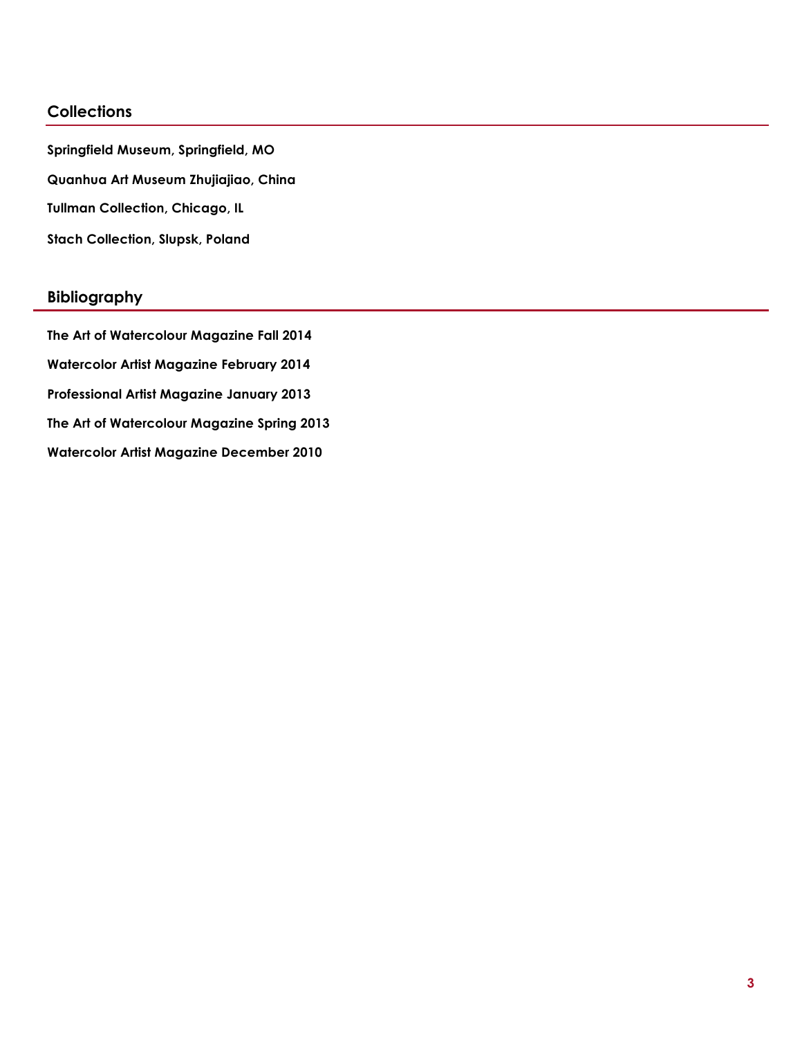## Collections

**Springfield Museum, Springfield, MO**

**Quanhua Art Museum Zhujiajiao, China**

**Tullman Collection, Chicago, IL**

**Stach Collection, Slupsk, Poland**

## Bibliography

**The Art of Watercolour Magazine Fall 2014**

**Watercolor Artist Magazine February 2014**

**Professional Artist Magazine January 2013**

**The Art of Watercolour Magazine Spring 2013**

**Watercolor Artist Magazine December 2010**